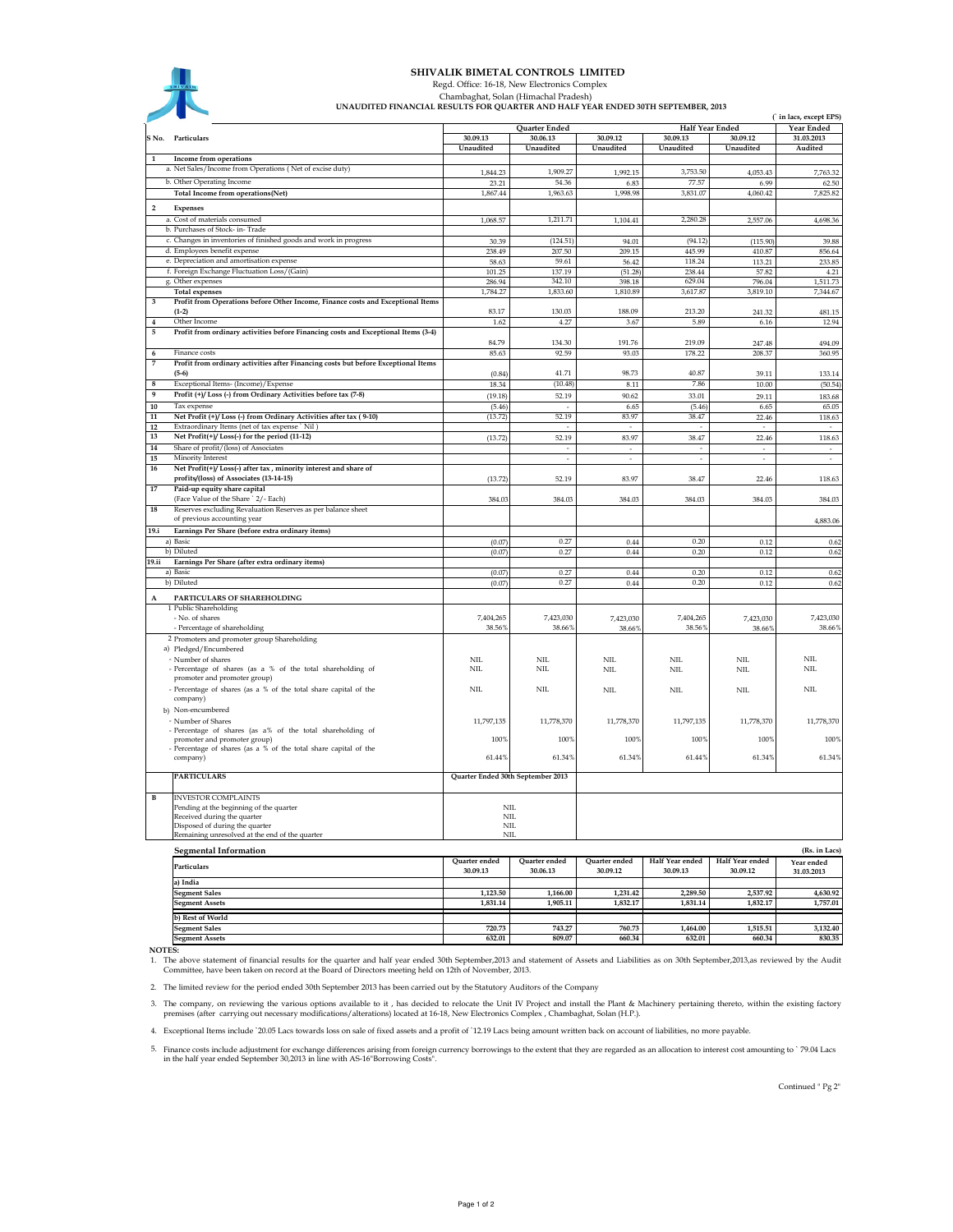# SHIVALIK BIMETAL CONTROLS LIMITED

Regd. Office: 16-18, New Electronics Complex
Chambaghat, Solan (Himachal Pradesh)

**UNAUDITED FINANCIAL RESULTS FOR QUARTER AND HALF YEAR ENDED 30TH SEPTEMBER, 2013**

(` in lacs, except EPS)

| S No. | Particulars | Quarter Ended | | | Half Year Ended | | Year Ended |
|---|---|---|---|---|---|---|---|
| | | 30.09.13 | 30.06.13 | 30.09.12 | 30.09.13 | 30.09.12 | 31.03.2013 |
| | | Unaudited | Unaudited | Unaudited | Unaudited | Unaudited | Audited |
| **1** | **Income from operations** | | | | | | |
| | a. Net Sales/Income from Operations ( Net of excise duty) | 1,844.23 | 1,909.27 | 1,992.15 | 3,753.50 | 4,053.43 | 7,763.32 |
| | b. Other Operating Income | 23.21 | 54.36 | 6.83 | 77.57 | 6.99 | 62.50 |
| | **Total Income from operations(Net)** | 1,867.44 | 1,963.63 | 1,998.98 | 3,831.07 | 4,060.42 | 7,825.82 |
| **2** | **Expenses** | | | | | | |
| | a. Cost of materials consumed | 1,068.57 | 1,211.71 | 1,104.41 | 2,280.28 | 2,557.06 | 4,698.36 |
| | b. Purchases of Stock- in- Trade | | | | | | |
| | c. Changes in inventories of finished goods and work in progress | 30.39 | (124.51) | 94.01 | (94.12) | (115.90) | 39.88 |
| | d. Employees benefit expense | 238.49 | 207.50 | 209.15 | 445.99 | 410.87 | 856.64 |
| | e. Depreciation and amortisation expense | 58.63 | 59.61 | 56.42 | 118.24 | 113.21 | 233.85 |
| | f. Foreign Exchange Fluctuation Loss/(Gain) | 101.25 | 137.19 | (51.28) | 238.44 | 57.82 | 4.21 |
| | g. Other expenses | 286.94 | 342.10 | 398.18 | 629.04 | 796.04 | 1,511.73 |
| | **Total expenses** | 1,784.27 | 1,833.60 | 1,810.89 | 3,617.87 | 3,819.10 | 7,344.67 |
| **3** | **Profit from Operations before Other Income, Finance costs and Exceptional Items (1-2)** | 83.17 | 130.03 | 188.09 | 213.20 | 241.32 | 481.15 |
| **4** | Other Income | 1.62 | 4.27 | 3.67 | 5.89 | 6.16 | 12.94 |
| **5** | **Profit from ordinary activities before Financing costs and Exceptional Items (3-4)** | 84.79 | 134.30 | 191.76 | 219.09 | 247.48 | 494.09 |
| **6** | Finance costs | 85.63 | 92.59 | 93.03 | 178.22 | 208.37 | 360.95 |
| **7** | **Profit from ordinary activities after Financing costs but before Exceptional Items (5-6)** | (0.84) | 41.71 | 98.73 | 40.87 | 39.11 | 133.14 |
| **8** | Exceptional Items- (Income)/Expense | 18.34 | (10.48) | 8.11 | 7.86 | 10.00 | (50.54) |
| **9** | **Profit (+)/ Loss (-) from Ordinary Activities before tax (7-8)** | (19.18) | 52.19 | 90.62 | 33.01 | 29.11 | 183.68 |
| **10** | Tax expense | (5.46) | - | 6.65 | (5.46) | 6.65 | 65.05 |
| **11** | **Net Profit (+)/ Loss (-) from Ordinary Activities after tax ( 9-10)** | (13.72) | 52.19 | 83.97 | 38.47 | 22.46 | 118.63 |
| **12** | Extraordinary Items (net of tax expense ` Nil ) | | - | - | - | - | - |
| **13** | **Net Profit(+)/ Loss(-) for the period (11-12)** | (13.72) | 52.19 | 83.97 | 38.47 | 22.46 | 118.63 |
| **14** | Share of profit/(loss) of Associates | | - | - | - | - | - |
| **15** | Minority Interest | | - | - | - | - | - |
| **16** | **Net Profit(+)/ Loss(-) after tax , minority interest and share of profits/(loss) of Associates (13-14-15)** | (13.72) | 52.19 | 83.97 | 38.47 | 22.46 | 118.63 |
| **17** | **Paid-up equity share capital** (Face Value of the Share ` 2/- Each) | 384.03 | 384.03 | 384.03 | 384.03 | 384.03 | 384.03 |
| **18** | Reserves excluding Revaluation Reserves as per balance sheet of previous accounting year | | | | | | 4,883.06 |
| **19.i** | **Earnings Per Share (before extra ordinary items)** | | | | | | |
| | a) Basic | (0.07) | 0.27 | 0.44 | 0.20 | 0.12 | 0.62 |
| | b) Diluted | (0.07) | 0.27 | 0.44 | 0.20 | 0.12 | 0.62 |
| **19.ii** | **Earnings Per Share (after extra ordinary items)** | | | | | | |
| | a) Basic | (0.07) | 0.27 | 0.44 | 0.20 | 0.12 | 0.62 |
| | b) Diluted | (0.07) | 0.27 | 0.44 | 0.20 | 0.12 | 0.62 |
| **A** | **PARTICULARS OF SHAREHOLDING** | | | | | | |
| | 1 Public Shareholding | | | | | | |
| | - No. of shares | 7,404,265 | 7,423,030 | 7,423,030 | 7,404,265 | 7,423,030 | 7,423,030 |
| | - Percentage of shareholding | 38.56% | 38.66% | 38.66% | 38.56% | 38.66% | 38.66% |
| | 2 Promoters and promoter group Shareholding | | | | | | |
| | a) Pledged/Encumbered | | | | | | |
| | - Number of shares | NIL | NIL | NIL | NIL | NIL | NIL |
| | - Percentage of shares (as a % of the total shareholding of promoter and promoter group) | NIL | NIL | NIL | NIL | NIL | NIL |
| | - Percentage of shares (as a % of the total share capital of the company) | NIL | NIL | NIL | NIL | NIL | NIL |
| | b) Non-encumbered | | | | | | |
| | - Number of Shares | 11,797,135 | 11,778,370 | 11,778,370 | 11,797,135 | 11,778,370 | 11,778,370 |
| | - Percentage of shares (as a% of the total shareholding of promoter and promoter group) | 100% | 100% | 100% | 100% | 100% | 100% |
| | - Percentage of shares (as a % of the total share capital of the company) | 61.44% | 61.34% | 61.34% | 61.44% | 61.34% | 61.34% |

| | PARTICULARS | Quarter Ended 30th September 2013 |
|---|---|---|
| **B** | INVESTOR COMPLAINTS | |
| | Pending at the beginning of the quarter | NIL |
| | Received during the quarter | NIL |
| | Disposed of during the quarter | NIL |
| | Remaining unresolved at the end of the quarter | NIL |

**Segmental Information** (Rs. in Lacs)

| Particulars | Quarter ended 30.09.13 | Quarter ended 30.06.13 | Quarter ended 30.09.12 | Half Year ended 30.09.13 | Half Year ended 30.09.12 | Year ended 31.03.2013 |
|---|---|---|---|---|---|---|
| **a) India** | | | | | | |
| **Segment Sales** | 1,123.50 | 1,166.00 | 1,231.42 | 2,289.50 | 2,537.92 | 4,630.92 |
| **Segment Assets** | 1,831.14 | 1,905.11 | 1,832.17 | 1,831.14 | 1,832.17 | 1,757.01 |
| **b) Rest of World** | | | | | | |
| **Segment Sales** | 720.73 | 743.27 | 760.73 | 1,464.00 | 1,515.51 | 3,132.40 |
| **Segment Assets** | 632.01 | 809.07 | 660.34 | 632.01 | 660.34 | 830.35 |

**NOTES:**

1. The above statement of financial results for the quarter and half year ended 30th September,2013 and statement of Assets and Liabilities as on 30th September,2013,as reviewed by the Audit Committee, have been taken on record at the Board of Directors meeting held on 12th of November, 2013.

2. The limited review for the period ended 30th September 2013 has been carried out by the Statutory Auditors of the Company

3. The company, on reviewing the various options available to it , has decided to relocate the Unit IV Project and install the Plant & Machinery pertaining thereto, within the existing factory premises (after carrying out necessary modifications/alterations) located at 16-18, New Electronics Complex , Chambaghat, Solan (H.P.).

4. Exceptional Items include `20.05 Lacs towards loss on sale of fixed assets and a profit of `12.19 Lacs being amount written back on account of liabilities, no more payable.

5. Finance costs include adjustment for exchange differences arising from foreign currency borrowings to the extent that they are regarded as an allocation to interest cost amounting to ` 79.04 Lacs in the half year ended September 30,2013 in line with AS-16"Borrowing Costs".

Continued " Pg 2"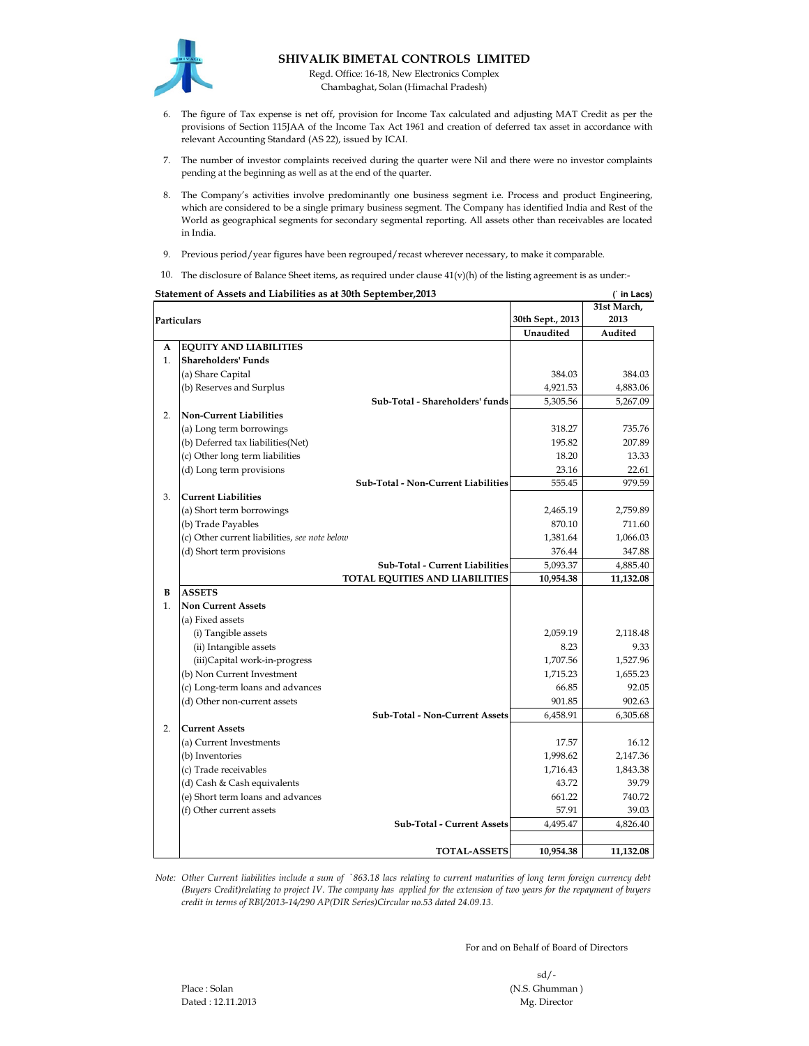# SHIVALIK BIMETAL CONTROLS LIMITED

Regd. Office: 16-18, New Electronics Complex
Chambaghat, Solan (Himachal Pradesh)

6. The figure of Tax expense is net off, provision for Income Tax calculated and adjusting MAT Credit as per the provisions of Section 115JAA of the Income Tax Act 1961 and creation of deferred tax asset in accordance with relevant Accounting Standard (AS 22), issued by ICAI.

7. The number of investor complaints received during the quarter were Nil and there were no investor complaints pending at the beginning as well as at the end of the quarter.

8. The Company's activities involve predominantly one business segment i.e. Process and product Engineering, which are considered to be a single primary business segment. The Company has identified India and Rest of the World as geographical segments for secondary segmental reporting. All assets other than receivables are located in India.

9. Previous period/year figures have been regrouped/recast wherever necessary, to make it comparable.

10. The disclosure of Balance Sheet items, as required under clause 41(v)(h) of the listing agreement is as under:-

**Statement of Assets and Liabilities as at 30th September,2013** (` in Lacs)

| | Particulars | 30th Sept., 2013 | 31st March, 2013 |
|---|---|---|---|
| | | Unaudited | Audited |
| **A** | **EQUITY AND LIABILITIES** | | |
| 1. | **Shareholders' Funds** | | |
| | (a) Share Capital | 384.03 | 384.03 |
| | (b) Reserves and Surplus | 4,921.53 | 4,883.06 |
| | **Sub-Total - Shareholders' funds** | 5,305.56 | 5,267.09 |
| 2. | **Non-Current Liabilities** | | |
| | (a) Long term borrowings | 318.27 | 735.76 |
| | (b) Deferred tax liabilities(Net) | 195.82 | 207.89 |
| | (c) Other long term liabilities | 18.20 | 13.33 |
| | (d) Long term provisions | 23.16 | 22.61 |
| | **Sub-Total - Non-Current Liabilities** | 555.45 | 979.59 |
| 3. | **Current Liabilities** | | |
| | (a) Short term borrowings | 2,465.19 | 2,759.89 |
| | (b) Trade Payables | 870.10 | 711.60 |
| | (c) Other current liabilities, *see note below* | 1,381.64 | 1,066.03 |
| | (d) Short term provisions | 376.44 | 347.88 |
| | **Sub-Total - Current Liabilities** | 5,093.37 | 4,885.40 |
| | **TOTAL EQUITIES AND LIABILITIES** | **10,954.38** | **11,132.08** |
| **B** | **ASSETS** | | |
| 1. | **Non Current Assets** | | |
| | (a) Fixed assets | | |
| | (i) Tangible assets | 2,059.19 | 2,118.48 |
| | (ii) Intangible assets | 8.23 | 9.33 |
| | (iii)Capital work-in-progress | 1,707.56 | 1,527.96 |
| | (b) Non Current Investment | 1,715.23 | 1,655.23 |
| | (c) Long-term loans and advances | 66.85 | 92.05 |
| | (d) Other non-current assets | 901.85 | 902.63 |
| | **Sub-Total - Non-Current Assets** | 6,458.91 | 6,305.68 |
| 2. | **Current Assets** | | |
| | (a) Current Investments | 17.57 | 16.12 |
| | (b) Inventories | 1,998.62 | 2,147.36 |
| | (c) Trade receivables | 1,716.43 | 1,843.38 |
| | (d) Cash & Cash equivalents | 43.72 | 39.79 |
| | (e) Short term loans and advances | 661.22 | 740.72 |
| | (f) Other current assets | 57.91 | 39.03 |
| | **Sub-Total - Current Assets** | 4,495.47 | 4,826.40 |
| | **TOTAL-ASSETS** | **10,954.38** | **11,132.08** |

*Note: Other Current liabilities include a sum of `863.18 lacs relating to current maturities of long term foreign currency debt (Buyers Credit)relating to project IV. The company has applied for the extension of two years for the repayment of buyers credit in terms of RBI/2013-14/290 AP(DIR Series)Circular no.53 dated 24.09.13.*

For and on Behalf of Board of Directors

sd/-
(N.S. Ghumman )
Mg. Director

Place : Solan
Dated : 12.11.2013